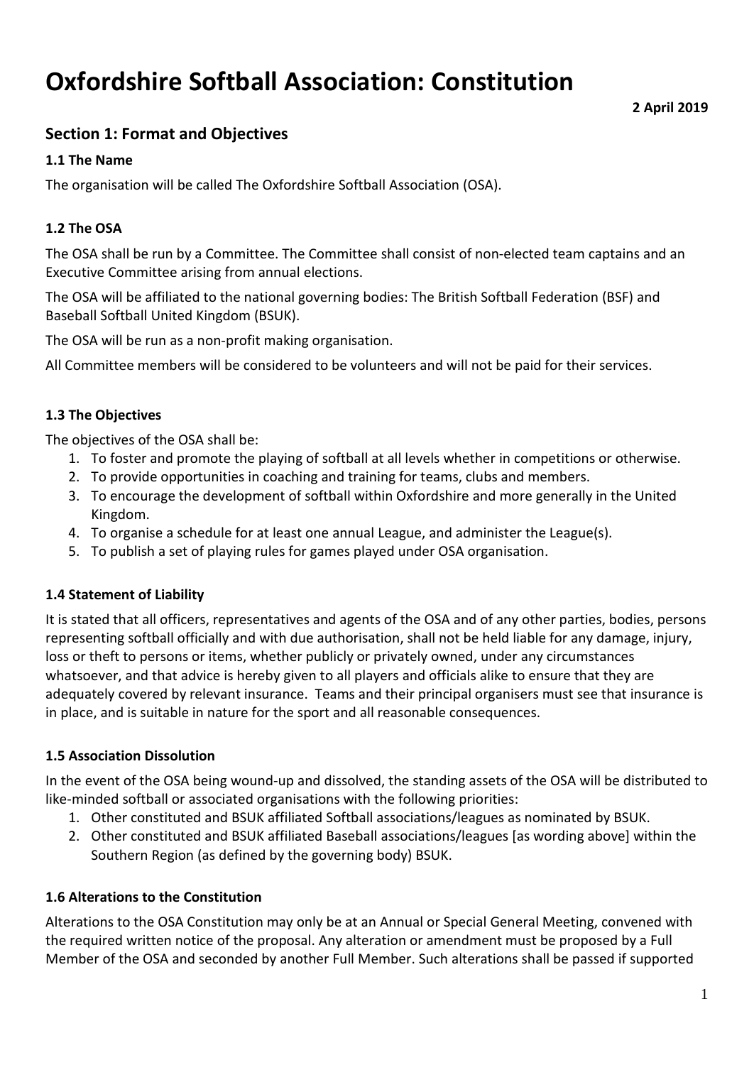# Oxfordshire Softball Association: Constitution

**2 April 2019**

## Section 1: Format and Objectives

### 1.1 The Name

The organisation will be called The Oxfordshire Softball Association (OSA).

### 1.2 The OSA

The OSA shall be run by a Committee. The Committee shall consist of non-elected team captains and an Executive Committee arising from annual elections.

The OSA will be affiliated to the national governing bodies: The British Softball Federation (BSF) and Baseball Softball United Kingdom (BSUK).

The OSA will be run as a non-profit making organisation.

All Committee members will be considered to be volunteers and will not be paid for their services.

### 1.3 The Objectives

The objectives of the OSA shall be:

1. To foster and promote the playing of softball at all levels whether in competitions or otherwise.
2. To provide opportunities in coaching and training for teams, clubs and members.
3. To encourage the development of softball within Oxfordshire and more generally in the United Kingdom.
4. To organise a schedule for at least one annual League, and administer the League(s).
5. To publish a set of playing rules for games played under OSA organisation.

### 1.4 Statement of Liability

It is stated that all officers, representatives and agents of the OSA and of any other parties, bodies, persons representing softball officially and with due authorisation, shall not be held liable for any damage, injury, loss or theft to persons or items, whether publicly or privately owned, under any circumstances whatsoever, and that advice is hereby given to all players and officials alike to ensure that they are adequately covered by relevant insurance. Teams and their principal organisers must see that insurance is in place, and is suitable in nature for the sport and all reasonable consequences.

### 1.5 Association Dissolution

In the event of the OSA being wound-up and dissolved, the standing assets of the OSA will be distributed to like-minded softball or associated organisations with the following priorities:

1. Other constituted and BSUK affiliated Softball associations/leagues as nominated by BSUK.
2. Other constituted and BSUK affiliated Baseball associations/leagues [as wording above] within the Southern Region (as defined by the governing body) BSUK.

### 1.6 Alterations to the Constitution

Alterations to the OSA Constitution may only be at an Annual or Special General Meeting, convened with the required written notice of the proposal. Any alteration or amendment must be proposed by a Full Member of the OSA and seconded by another Full Member. Such alterations shall be passed if supported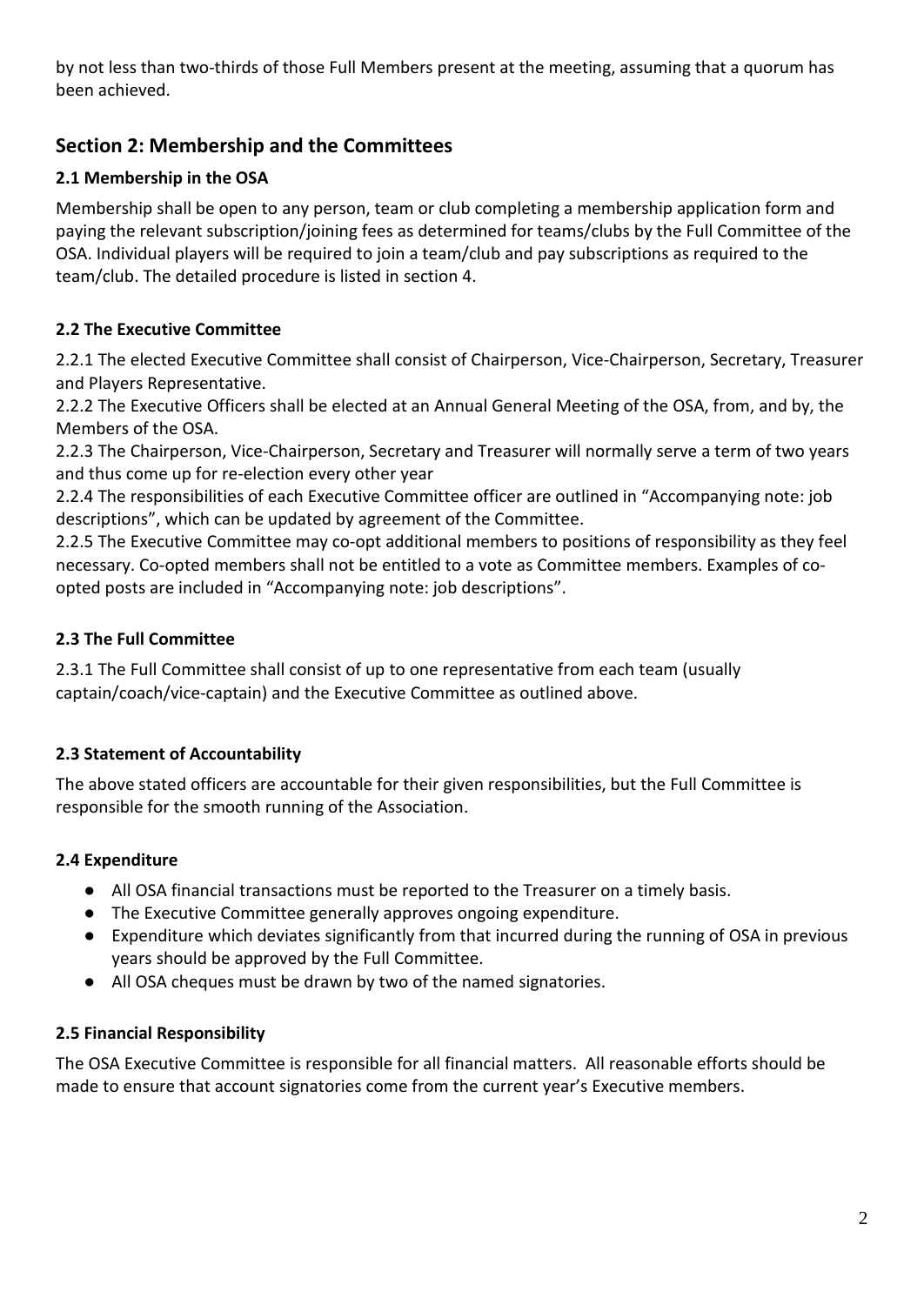by not less than two-thirds of those Full Members present at the meeting, assuming that a quorum has been achieved.

## Section 2: Membership and the Committees

### 2.1 Membership in the OSA

Membership shall be open to any person, team or club completing a membership application form and paying the relevant subscription/joining fees as determined for teams/clubs by the Full Committee of the OSA. Individual players will be required to join a team/club and pay subscriptions as required to the team/club. The detailed procedure is listed in section 4.

### 2.2 The Executive Committee

2.2.1 The elected Executive Committee shall consist of Chairperson, Vice-Chairperson, Secretary, Treasurer and Players Representative.
2.2.2 The Executive Officers shall be elected at an Annual General Meeting of the OSA, from, and by, the Members of the OSA.
2.2.3 The Chairperson, Vice-Chairperson, Secretary and Treasurer will normally serve a term of two years and thus come up for re-election every other year
2.2.4 The responsibilities of each Executive Committee officer are outlined in "Accompanying note: job descriptions", which can be updated by agreement of the Committee.
2.2.5 The Executive Committee may co-opt additional members to positions of responsibility as they feel necessary. Co-opted members shall not be entitled to a vote as Committee members. Examples of co-opted posts are included in "Accompanying note: job descriptions".

### 2.3 The Full Committee

2.3.1 The Full Committee shall consist of up to one representative from each team (usually captain/coach/vice-captain) and the Executive Committee as outlined above.

### 2.3 Statement of Accountability

The above stated officers are accountable for their given responsibilities, but the Full Committee is responsible for the smooth running of the Association.

### 2.4 Expenditure

- All OSA financial transactions must be reported to the Treasurer on a timely basis.
- The Executive Committee generally approves ongoing expenditure.
- Expenditure which deviates significantly from that incurred during the running of OSA in previous years should be approved by the Full Committee.
- All OSA cheques must be drawn by two of the named signatories.

### 2.5 Financial Responsibility

The OSA Executive Committee is responsible for all financial matters. All reasonable efforts should be made to ensure that account signatories come from the current year's Executive members.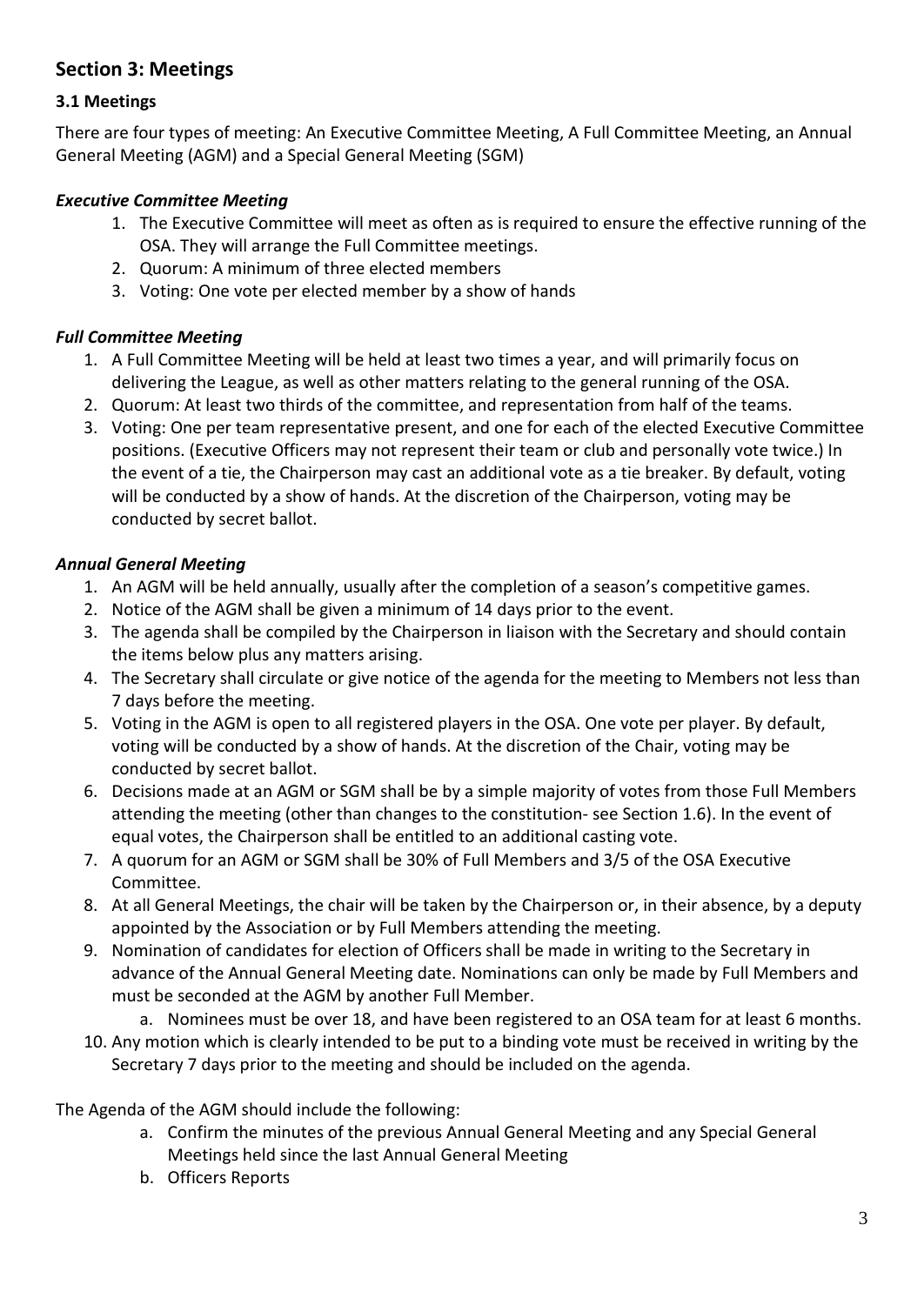## Section 3: Meetings

### 3.1 Meetings

There are four types of meeting: An Executive Committee Meeting, A Full Committee Meeting, an Annual General Meeting (AGM) and a Special General Meeting (SGM)

#### *Executive Committee Meeting*

1. The Executive Committee will meet as often as is required to ensure the effective running of the OSA. They will arrange the Full Committee meetings.
2. Quorum: A minimum of three elected members
3. Voting: One vote per elected member by a show of hands

#### *Full Committee Meeting*

1. A Full Committee Meeting will be held at least two times a year, and will primarily focus on delivering the League, as well as other matters relating to the general running of the OSA.
2. Quorum: At least two thirds of the committee, and representation from half of the teams.
3. Voting: One per team representative present, and one for each of the elected Executive Committee positions. (Executive Officers may not represent their team or club and personally vote twice.) In the event of a tie, the Chairperson may cast an additional vote as a tie breaker. By default, voting will be conducted by a show of hands. At the discretion of the Chairperson, voting may be conducted by secret ballot.

#### *Annual General Meeting*

1. An AGM will be held annually, usually after the completion of a season's competitive games.
2. Notice of the AGM shall be given a minimum of 14 days prior to the event.
3. The agenda shall be compiled by the Chairperson in liaison with the Secretary and should contain the items below plus any matters arising.
4. The Secretary shall circulate or give notice of the agenda for the meeting to Members not less than 7 days before the meeting.
5. Voting in the AGM is open to all registered players in the OSA. One vote per player. By default, voting will be conducted by a show of hands. At the discretion of the Chair, voting may be conducted by secret ballot.
6. Decisions made at an AGM or SGM shall be by a simple majority of votes from those Full Members attending the meeting (other than changes to the constitution- see Section 1.6). In the event of equal votes, the Chairperson shall be entitled to an additional casting vote.
7. A quorum for an AGM or SGM shall be 30% of Full Members and 3/5 of the OSA Executive Committee.
8. At all General Meetings, the chair will be taken by the Chairperson or, in their absence, by a deputy appointed by the Association or by Full Members attending the meeting.
9. Nomination of candidates for election of Officers shall be made in writing to the Secretary in advance of the Annual General Meeting date. Nominations can only be made by Full Members and must be seconded at the AGM by another Full Member.
    a. Nominees must be over 18, and have been registered to an OSA team for at least 6 months.
10. Any motion which is clearly intended to be put to a binding vote must be received in writing by the Secretary 7 days prior to the meeting and should be included on the agenda.

The Agenda of the AGM should include the following:

a. Confirm the minutes of the previous Annual General Meeting and any Special General Meetings held since the last Annual General Meeting
b. Officers Reports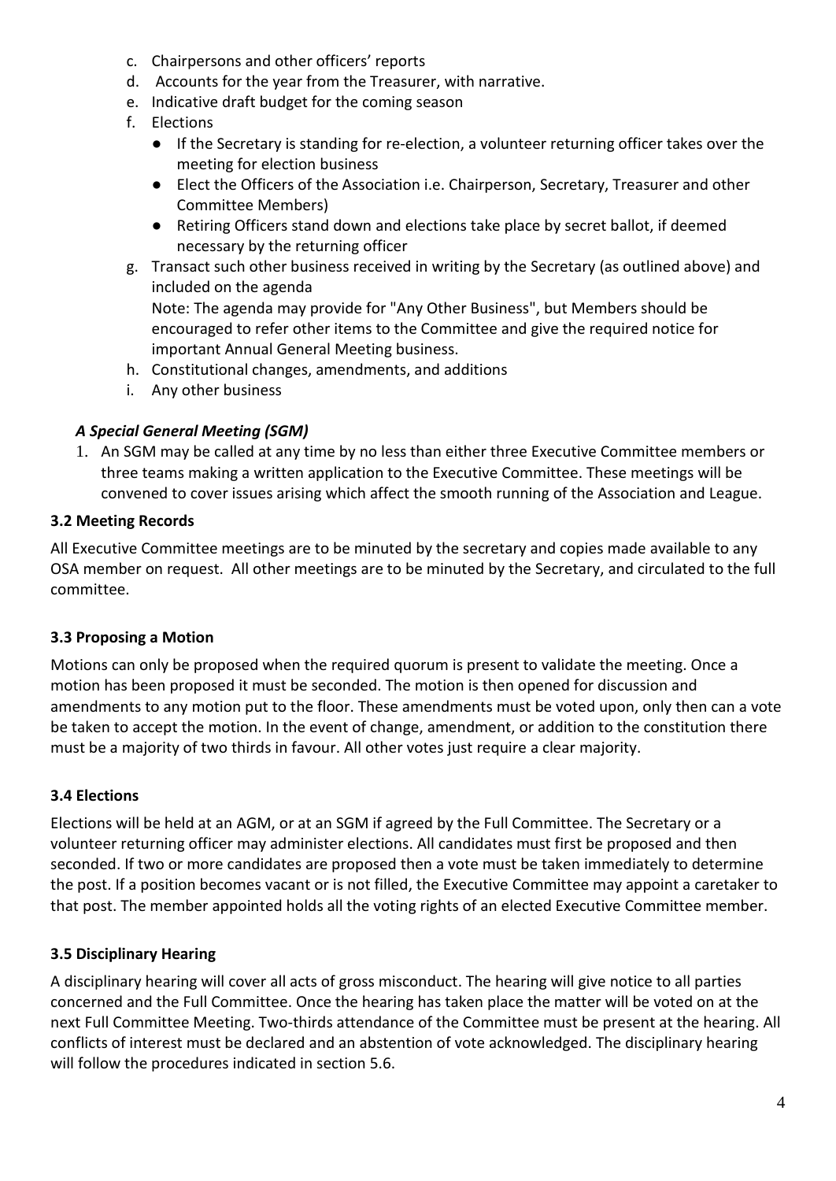c. Chairpersons and other officers' reports
d. Accounts for the year from the Treasurer, with narrative.
e. Indicative draft budget for the coming season
f. Elections
   - If the Secretary is standing for re-election, a volunteer returning officer takes over the meeting for election business
   - Elect the Officers of the Association i.e. Chairperson, Secretary, Treasurer and other Committee Members)
   - Retiring Officers stand down and elections take place by secret ballot, if deemed necessary by the returning officer
g. Transact such other business received in writing by the Secretary (as outlined above) and included on the agenda
   Note: The agenda may provide for "Any Other Business", but Members should be encouraged to refer other items to the Committee and give the required notice for important Annual General Meeting business.
h. Constitutional changes, amendments, and additions
i. Any other business

***A Special General Meeting (SGM)***

1. An SGM may be called at any time by no less than either three Executive Committee members or three teams making a written application to the Executive Committee. These meetings will be convened to cover issues arising which affect the smooth running of the Association and League.

### 3.2 Meeting Records

All Executive Committee meetings are to be minuted by the secretary and copies made available to any OSA member on request. All other meetings are to be minuted by the Secretary, and circulated to the full committee.

### 3.3 Proposing a Motion

Motions can only be proposed when the required quorum is present to validate the meeting. Once a motion has been proposed it must be seconded. The motion is then opened for discussion and amendments to any motion put to the floor. These amendments must be voted upon, only then can a vote be taken to accept the motion. In the event of change, amendment, or addition to the constitution there must be a majority of two thirds in favour. All other votes just require a clear majority.

### 3.4 Elections

Elections will be held at an AGM, or at an SGM if agreed by the Full Committee. The Secretary or a volunteer returning officer may administer elections. All candidates must first be proposed and then seconded. If two or more candidates are proposed then a vote must be taken immediately to determine the post. If a position becomes vacant or is not filled, the Executive Committee may appoint a caretaker to that post. The member appointed holds all the voting rights of an elected Executive Committee member.

### 3.5 Disciplinary Hearing

A disciplinary hearing will cover all acts of gross misconduct. The hearing will give notice to all parties concerned and the Full Committee. Once the hearing has taken place the matter will be voted on at the next Full Committee Meeting. Two-thirds attendance of the Committee must be present at the hearing. All conflicts of interest must be declared and an abstention of vote acknowledged. The disciplinary hearing will follow the procedures indicated in section 5.6.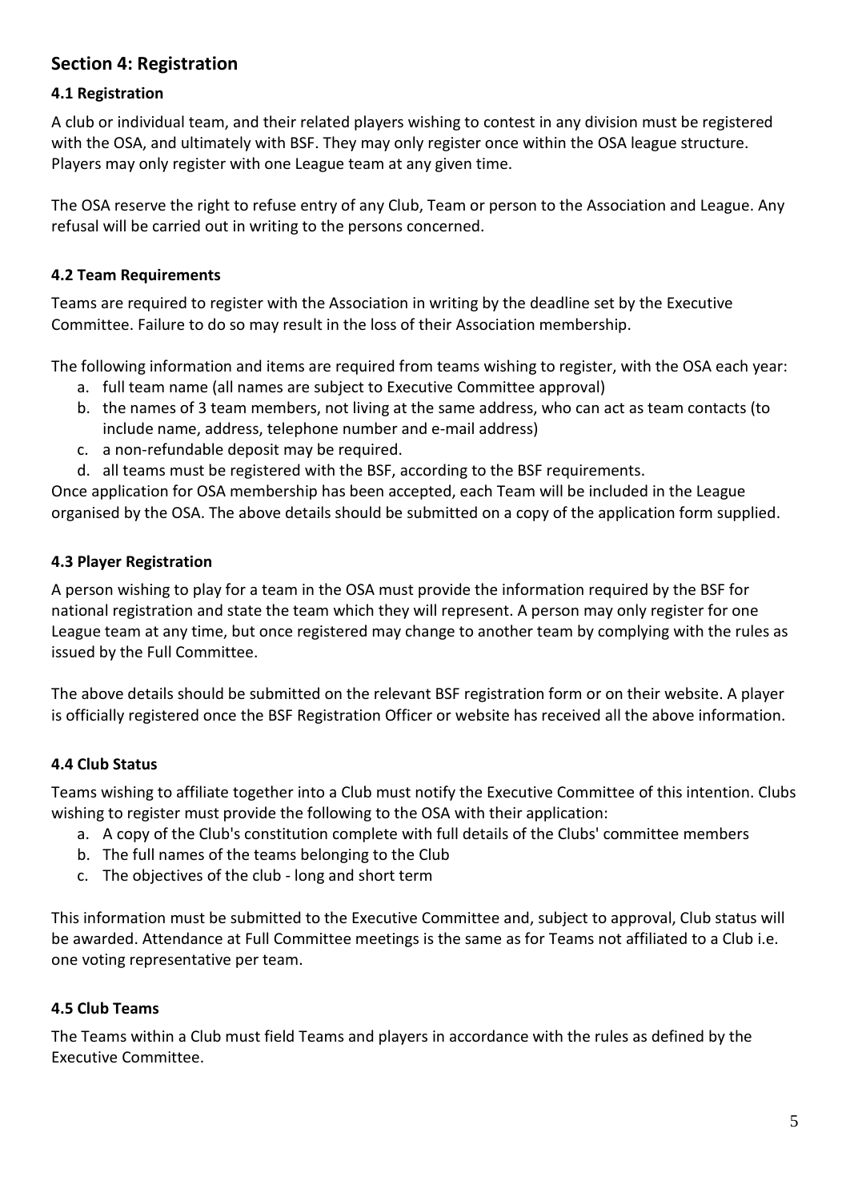## Section 4: Registration

### 4.1 Registration

A club or individual team, and their related players wishing to contest in any division must be registered with the OSA, and ultimately with BSF. They may only register once within the OSA league structure. Players may only register with one League team at any given time.

The OSA reserve the right to refuse entry of any Club, Team or person to the Association and League. Any refusal will be carried out in writing to the persons concerned.

### 4.2 Team Requirements

Teams are required to register with the Association in writing by the deadline set by the Executive Committee. Failure to do so may result in the loss of their Association membership.

The following information and items are required from teams wishing to register, with the OSA each year:

a. full team name (all names are subject to Executive Committee approval)
b. the names of 3 team members, not living at the same address, who can act as team contacts (to include name, address, telephone number and e-mail address)
c. a non-refundable deposit may be required.
d. all teams must be registered with the BSF, according to the BSF requirements.

Once application for OSA membership has been accepted, each Team will be included in the League organised by the OSA. The above details should be submitted on a copy of the application form supplied.

### 4.3 Player Registration

A person wishing to play for a team in the OSA must provide the information required by the BSF for national registration and state the team which they will represent. A person may only register for one League team at any time, but once registered may change to another team by complying with the rules as issued by the Full Committee.

The above details should be submitted on the relevant BSF registration form or on their website. A player is officially registered once the BSF Registration Officer or website has received all the above information.

### 4.4 Club Status

Teams wishing to affiliate together into a Club must notify the Executive Committee of this intention. Clubs wishing to register must provide the following to the OSA with their application:

a. A copy of the Club's constitution complete with full details of the Clubs' committee members
b. The full names of the teams belonging to the Club
c. The objectives of the club - long and short term

This information must be submitted to the Executive Committee and, subject to approval, Club status will be awarded. Attendance at Full Committee meetings is the same as for Teams not affiliated to a Club i.e. one voting representative per team.

### 4.5 Club Teams

The Teams within a Club must field Teams and players in accordance with the rules as defined by the Executive Committee.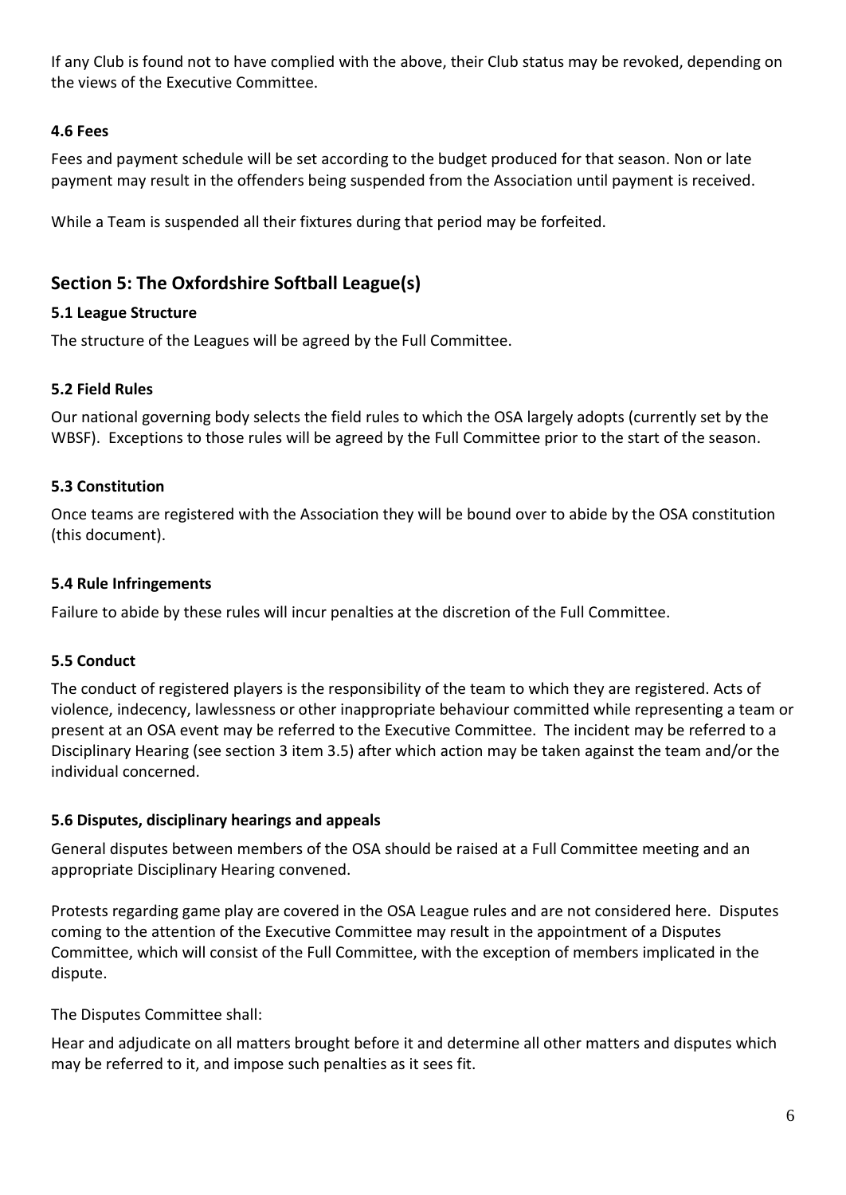If any Club is found not to have complied with the above, their Club status may be revoked, depending on the views of the Executive Committee.

### 4.6 Fees

Fees and payment schedule will be set according to the budget produced for that season. Non or late payment may result in the offenders being suspended from the Association until payment is received.

While a Team is suspended all their fixtures during that period may be forfeited.

## Section 5: The Oxfordshire Softball League(s)

### 5.1 League Structure

The structure of the Leagues will be agreed by the Full Committee.

### 5.2 Field Rules

Our national governing body selects the field rules to which the OSA largely adopts (currently set by the WBSF). Exceptions to those rules will be agreed by the Full Committee prior to the start of the season.

### 5.3 Constitution

Once teams are registered with the Association they will be bound over to abide by the OSA constitution (this document).

### 5.4 Rule Infringements

Failure to abide by these rules will incur penalties at the discretion of the Full Committee.

### 5.5 Conduct

The conduct of registered players is the responsibility of the team to which they are registered. Acts of violence, indecency, lawlessness or other inappropriate behaviour committed while representing a team or present at an OSA event may be referred to the Executive Committee. The incident may be referred to a Disciplinary Hearing (see section 3 item 3.5) after which action may be taken against the team and/or the individual concerned.

### 5.6 Disputes, disciplinary hearings and appeals

General disputes between members of the OSA should be raised at a Full Committee meeting and an appropriate Disciplinary Hearing convened.

Protests regarding game play are covered in the OSA League rules and are not considered here. Disputes coming to the attention of the Executive Committee may result in the appointment of a Disputes Committee, which will consist of the Full Committee, with the exception of members implicated in the dispute.

The Disputes Committee shall:

Hear and adjudicate on all matters brought before it and determine all other matters and disputes which may be referred to it, and impose such penalties as it sees fit.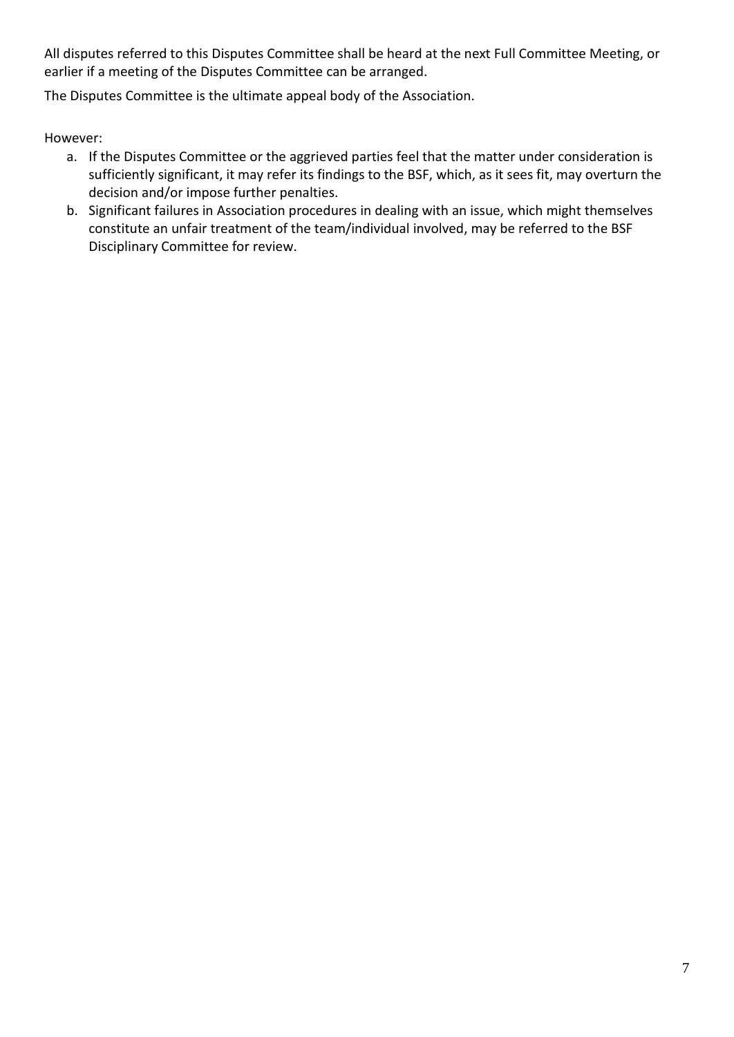All disputes referred to this Disputes Committee shall be heard at the next Full Committee Meeting, or earlier if a meeting of the Disputes Committee can be arranged.

The Disputes Committee is the ultimate appeal body of the Association.

However:

a. If the Disputes Committee or the aggrieved parties feel that the matter under consideration is sufficiently significant, it may refer its findings to the BSF, which, as it sees fit, may overturn the decision and/or impose further penalties.
b. Significant failures in Association procedures in dealing with an issue, which might themselves constitute an unfair treatment of the team/individual involved, may be referred to the BSF Disciplinary Committee for review.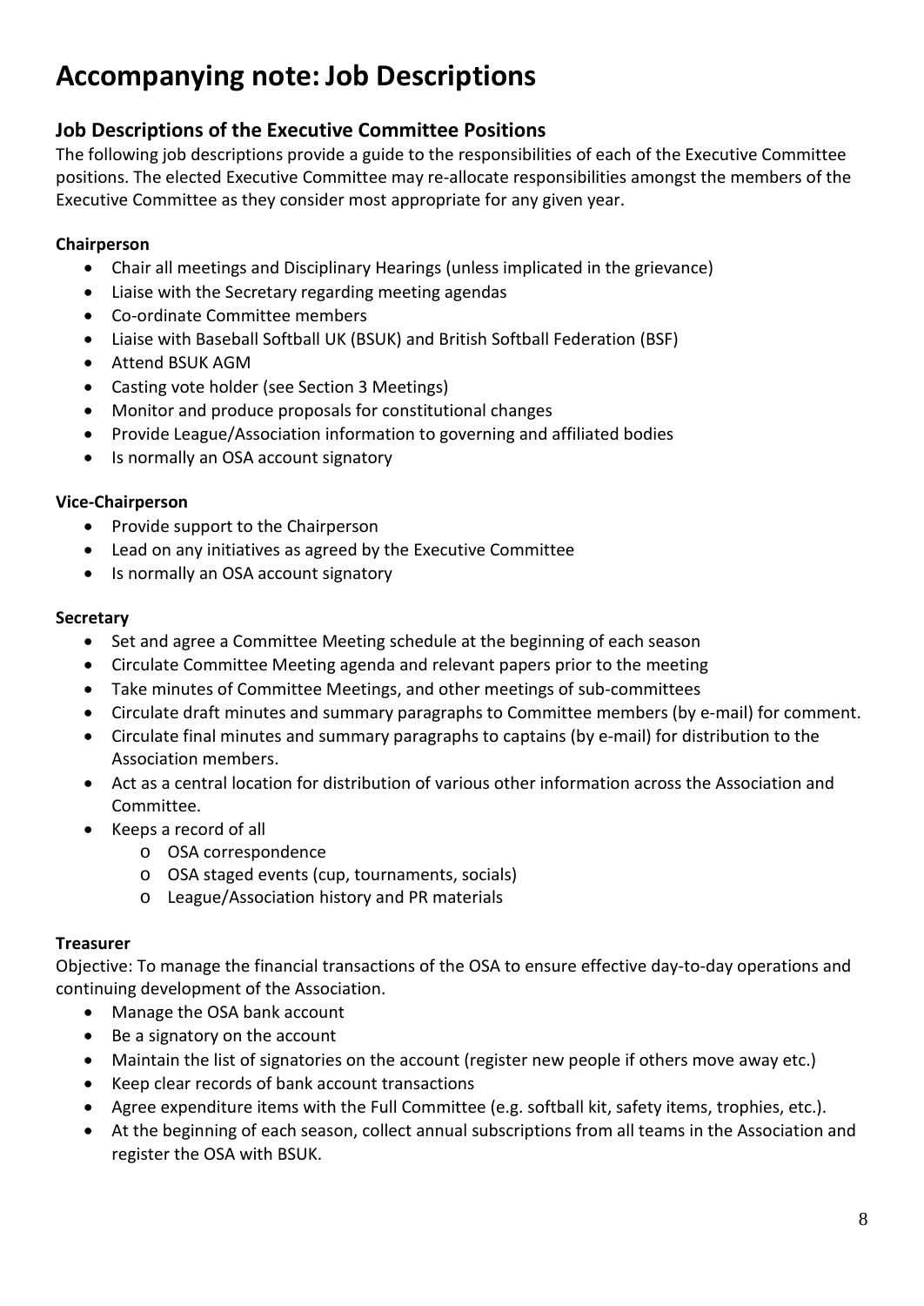# Accompanying note: Job Descriptions

## Job Descriptions of the Executive Committee Positions

The following job descriptions provide a guide to the responsibilities of each of the Executive Committee positions. The elected Executive Committee may re-allocate responsibilities amongst the members of the Executive Committee as they consider most appropriate for any given year.

**Chairperson**

- Chair all meetings and Disciplinary Hearings (unless implicated in the grievance)
- Liaise with the Secretary regarding meeting agendas
- Co-ordinate Committee members
- Liaise with Baseball Softball UK (BSUK) and British Softball Federation (BSF)
- Attend BSUK AGM
- Casting vote holder (see Section 3 Meetings)
- Monitor and produce proposals for constitutional changes
- Provide League/Association information to governing and affiliated bodies
- Is normally an OSA account signatory

**Vice-Chairperson**

- Provide support to the Chairperson
- Lead on any initiatives as agreed by the Executive Committee
- Is normally an OSA account signatory

**Secretary**

- Set and agree a Committee Meeting schedule at the beginning of each season
- Circulate Committee Meeting agenda and relevant papers prior to the meeting
- Take minutes of Committee Meetings, and other meetings of sub-committees
- Circulate draft minutes and summary paragraphs to Committee members (by e-mail) for comment.
- Circulate final minutes and summary paragraphs to captains (by e-mail) for distribution to the Association members.
- Act as a central location for distribution of various other information across the Association and Committee.
- Keeps a record of all
  - OSA correspondence
  - OSA staged events (cup, tournaments, socials)
  - League/Association history and PR materials

**Treasurer**

Objective: To manage the financial transactions of the OSA to ensure effective day-to-day operations and continuing development of the Association.

- Manage the OSA bank account
- Be a signatory on the account
- Maintain the list of signatories on the account (register new people if others move away etc.)
- Keep clear records of bank account transactions
- Agree expenditure items with the Full Committee (e.g. softball kit, safety items, trophies, etc.).
- At the beginning of each season, collect annual subscriptions from all teams in the Association and register the OSA with BSUK.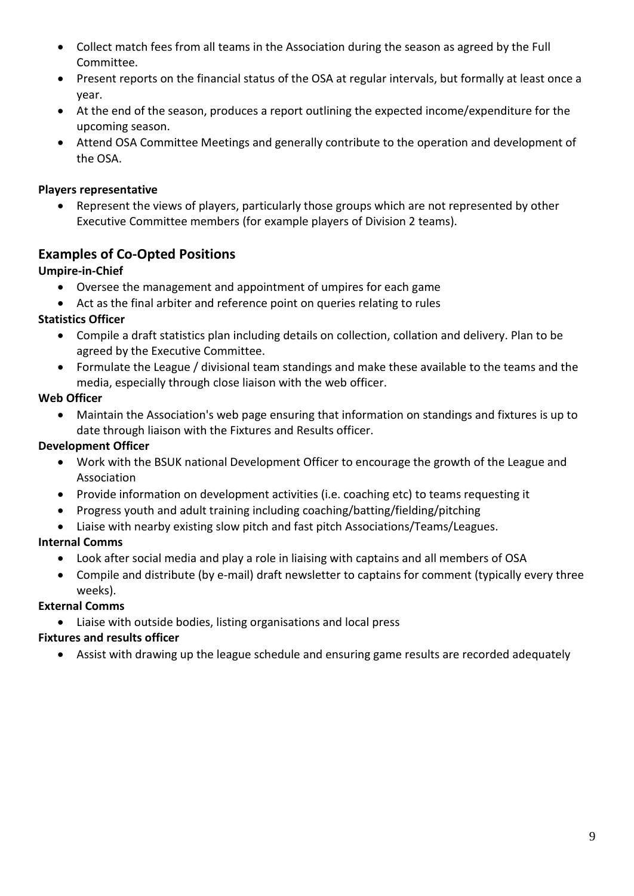- Collect match fees from all teams in the Association during the season as agreed by the Full Committee.
- Present reports on the financial status of the OSA at regular intervals, but formally at least once a year.
- At the end of the season, produces a report outlining the expected income/expenditure for the upcoming season.
- Attend OSA Committee Meetings and generally contribute to the operation and development of the OSA.

**Players representative**

- Represent the views of players, particularly those groups which are not represented by other Executive Committee members (for example players of Division 2 teams).

## Examples of Co-Opted Positions

**Umpire-in-Chief**

- Oversee the management and appointment of umpires for each game
- Act as the final arbiter and reference point on queries relating to rules

**Statistics Officer**

- Compile a draft statistics plan including details on collection, collation and delivery. Plan to be agreed by the Executive Committee.
- Formulate the League / divisional team standings and make these available to the teams and the media, especially through close liaison with the web officer.

**Web Officer**

- Maintain the Association's web page ensuring that information on standings and fixtures is up to date through liaison with the Fixtures and Results officer.

**Development Officer**

- Work with the BSUK national Development Officer to encourage the growth of the League and Association
- Provide information on development activities (i.e. coaching etc) to teams requesting it
- Progress youth and adult training including coaching/batting/fielding/pitching
- Liaise with nearby existing slow pitch and fast pitch Associations/Teams/Leagues.

**Internal Comms**

- Look after social media and play a role in liaising with captains and all members of OSA
- Compile and distribute (by e-mail) draft newsletter to captains for comment (typically every three weeks).

**External Comms**

- Liaise with outside bodies, listing organisations and local press

**Fixtures and results officer**

- Assist with drawing up the league schedule and ensuring game results are recorded adequately